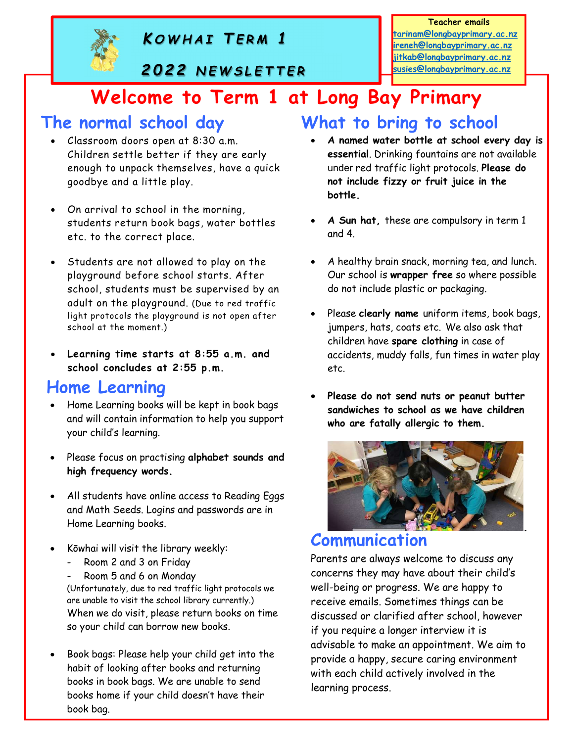# Kowhai Term 1 2022 Newsletter

**Teacher emails**
tarinam@longbayprimary.ac.nz
ireneh@longbayprimary.ac.nz
jitkab@longbayprimary.ac.nz
susies@longbayprimary.ac.nz

# Welcome to Term 1 at Long Bay Primary

## The normal school day

- Classroom doors open at 8:30 a.m. Children settle better if they are early enough to unpack themselves, have a quick goodbye and a little play.
- On arrival to school in the morning, students return book bags, water bottles etc. to the correct place.
- Students are not allowed to play on the playground before school starts. After school, students must be supervised by an adult on the playground. (Due to red traffic light protocols the playground is not open after school at the moment.)
- **Learning time starts at 8:55 a.m. and school concludes at 2:55 p.m.**

## Home Learning

- Home Learning books will be kept in book bags and will contain information to help you support your child's learning.
- Please focus on practising **alphabet sounds and high frequency words.**
- All students have online access to Reading Eggs and Math Seeds. Logins and passwords are in Home Learning books.
- Kōwhai will visit the library weekly:
  - Room 2 and 3 on Friday
  - Room 5 and 6 on Monday

  (Unfortunately, due to red traffic light protocols we are unable to visit the school library currently.)
  When we do visit, please return books on time so your child can borrow new books.
- Book bags: Please help your child get into the habit of looking after books and returning books in book bags. We are unable to send books home if your child doesn't have their book bag.

## What to bring to school

- **A named water bottle at school every day is essential**. Drinking fountains are not available under red traffic light protocols. **Please do not include fizzy or fruit juice in the bottle.**
- **A Sun hat,** these are compulsory in term 1 and 4.
- A healthy brain snack, morning tea, and lunch. Our school is **wrapper free** so where possible do not include plastic or packaging.
- Please **clearly name** uniform items, book bags, jumpers, hats, coats etc. We also ask that children have **spare clothing** in case of accidents, muddy falls, fun times in water play etc.
- **Please do not send nuts or peanut butter sandwiches to school as we have children who are fatally allergic to them.**

## Communication

Parents are always welcome to discuss any concerns they may have about their child's well-being or progress. We are happy to receive emails. Sometimes things can be discussed or clarified after school, however if you require a longer interview it is advisable to make an appointment. We aim to provide a happy, secure caring environment with each child actively involved in the learning process.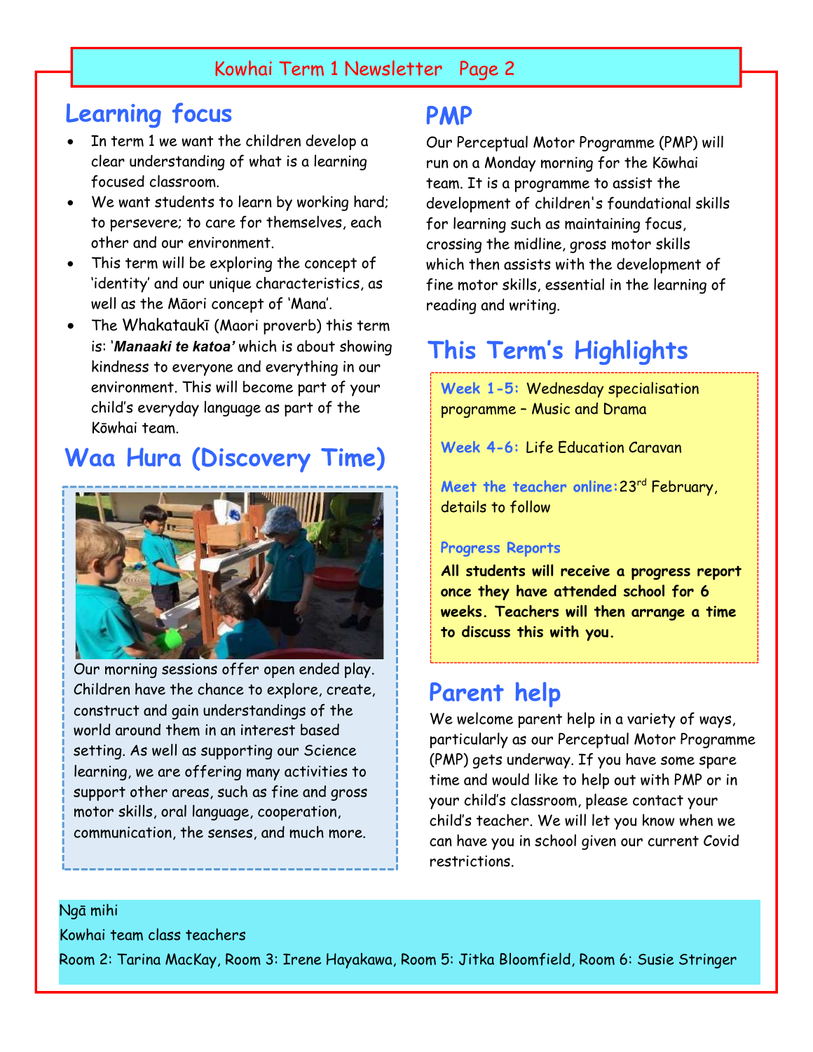# Kowhai Term 1 Newsletter Page 2

## Learning focus

- In term 1 we want the children develop a clear understanding of what is a learning focused classroom.
- We want students to learn by working hard; to persevere; to care for themselves, each other and our environment.
- This term will be exploring the concept of 'identity' and our unique characteristics, as well as the Māori concept of 'Mana'.
- The Whakataukī (Maori proverb) this term is: '***Manaaki te katoa'*** which is about showing kindness to everyone and everything in our environment. This will become part of your child's everyday language as part of the Kōwhai team.

## Waa Hura (Discovery Time)

Our morning sessions offer open ended play. Children have the chance to explore, create, construct and gain understandings of the world around them in an interest based setting. As well as supporting our Science learning, we are offering many activities to support other areas, such as fine and gross motor skills, oral language, cooperation, communication, the senses, and much more.

## PMP

Our Perceptual Motor Programme (PMP) will run on a Monday morning for the Kōwhai team. It is a programme to assist the development of children's foundational skills for learning such as maintaining focus, crossing the midline, gross motor skills which then assists with the development of fine motor skills, essential in the learning of reading and writing.

## This Term's Highlights

**Week 1-5:** Wednesday specialisation programme – Music and Drama

**Week 4-6:** Life Education Caravan

**Meet the teacher online:** 23rd February, details to follow

**Progress Reports**

**All students will receive a progress report once they have attended school for 6 weeks. Teachers will then arrange a time to discuss this with you.**

## Parent help

We welcome parent help in a variety of ways, particularly as our Perceptual Motor Programme (PMP) gets underway. If you have some spare time and would like to help out with PMP or in your child's classroom, please contact your child's teacher. We will let you know when we can have you in school given our current Covid restrictions.

Ngā mihi

Kowhai team class teachers

Room 2: Tarina MacKay, Room 3: Irene Hayakawa, Room 5: Jitka Bloomfield, Room 6: Susie Stringer